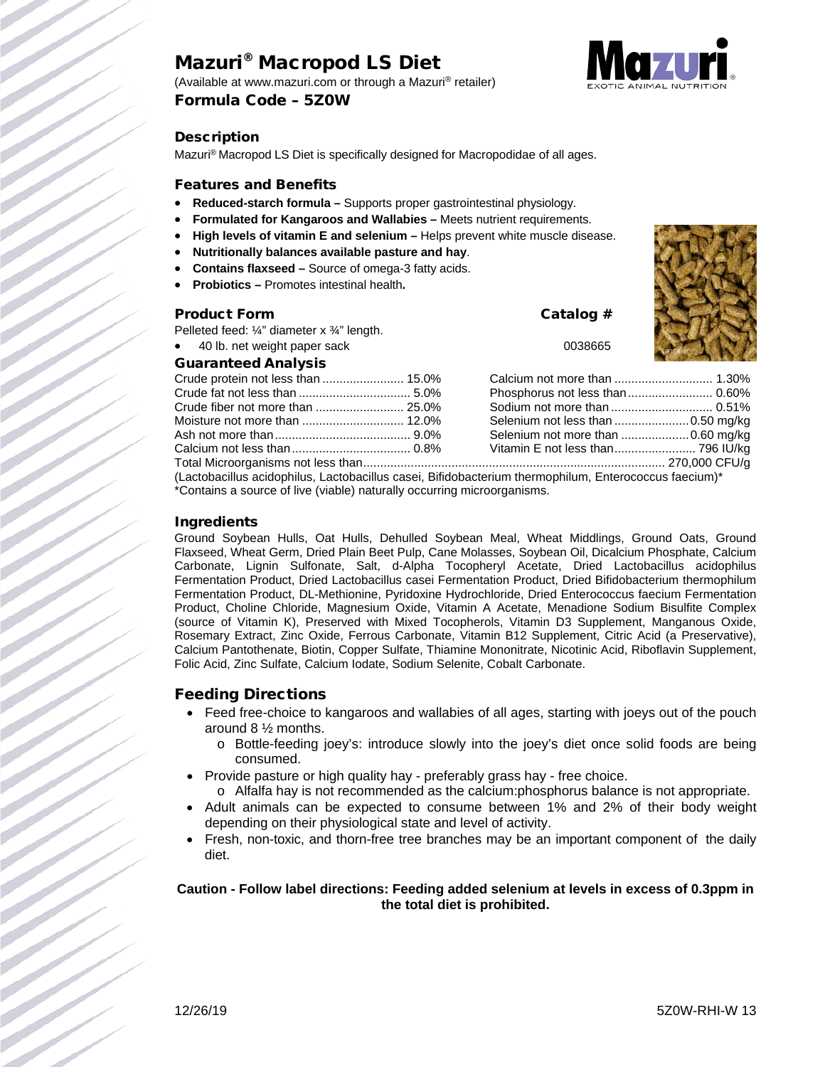# Mazuri® Macropod LS Diet

(Available at www.mazuri.com or through a Mazuri® retailer)

## Formula Code – 5Z0W

### Description

Mazuri® Macropod LS Diet is specifically designed for Macropodidae of all ages.

### Features and Benefits

- **Reduced-starch formula –** Supports proper gastrointestinal physiology.
- **Formulated for Kangaroos and Wallabies –** Meets nutrient requirements.
- **High levels of vitamin E and selenium –** Helps prevent white muscle disease.
- **Nutritionally balances available pasture and hay**.
- **Contains flaxseed –** Source of omega-3 fatty acids.
- **Probiotics –** Promotes intestinal health**.**

### Product Form

Pelleted feed: ¼" diameter x ¾" length.

| Product Form | Catalog # |
| --- | --- |
| 40 lb. net weight paper sack | 0038665 |

### Guaranteed Analysis

| | |
| --- | --- |
| Crude protein not less than | 15.0% |
| Crude fat not less than | 5.0% |
| Crude fiber not more than | 25.0% |
| Moisture not more than | 12.0% |
| Ash not more than | 9.0% |
| Calcium not less than | 0.8% |
| Calcium not more than | 1.30% |
| Phosphorus not less than | 0.60% |
| Sodium not more than | 0.51% |
| Selenium not less than | 0.50 mg/kg |
| Selenium not more than | 0.60 mg/kg |
| Vitamin E not less than | 796 IU/kg |
| Total Microorganisms not less than | 270,000 CFU/g |

(Lactobacillus acidophilus, Lactobacillus casei, Bifidobacterium thermophilum, Enterococcus faecium)*
*Contains a source of live (viable) naturally occurring microorganisms.

### Ingredients

Ground Soybean Hulls, Oat Hulls, Dehulled Soybean Meal, Wheat Middlings, Ground Oats, Ground Flaxseed, Wheat Germ, Dried Plain Beet Pulp, Cane Molasses, Soybean Oil, Dicalcium Phosphate, Calcium Carbonate, Lignin Sulfonate, Salt, d-Alpha Tocopheryl Acetate, Dried Lactobacillus acidophilus Fermentation Product, Dried Lactobacillus casei Fermentation Product, Dried Bifidobacterium thermophilum Fermentation Product, DL-Methionine, Pyridoxine Hydrochloride, Dried Enterococcus faecium Fermentation Product, Choline Chloride, Magnesium Oxide, Vitamin A Acetate, Menadione Sodium Bisulfite Complex (source of Vitamin K), Preserved with Mixed Tocopherols, Vitamin D3 Supplement, Manganous Oxide, Rosemary Extract, Zinc Oxide, Ferrous Carbonate, Vitamin B12 Supplement, Citric Acid (a Preservative), Calcium Pantothenate, Biotin, Copper Sulfate, Thiamine Mononitrate, Nicotinic Acid, Riboflavin Supplement, Folic Acid, Zinc Sulfate, Calcium Iodate, Sodium Selenite, Cobalt Carbonate.

### Feeding Directions

- Feed free-choice to kangaroos and wallabies of all ages, starting with joeys out of the pouch around 8 ½ months.
  - Bottle-feeding joey's: introduce slowly into the joey's diet once solid foods are being consumed.
- Provide pasture or high quality hay - preferably grass hay - free choice.
  - Alfalfa hay is not recommended as the calcium:phosphorus balance is not appropriate.
- Adult animals can be expected to consume between 1% and 2% of their body weight depending on their physiological state and level of activity.
- Fresh, non-toxic, and thorn-free tree branches may be an important component of the daily diet.

**Caution - Follow label directions: Feeding added selenium at levels in excess of 0.3ppm in the total diet is prohibited.**

12/26/19 5Z0W-RHI-W 13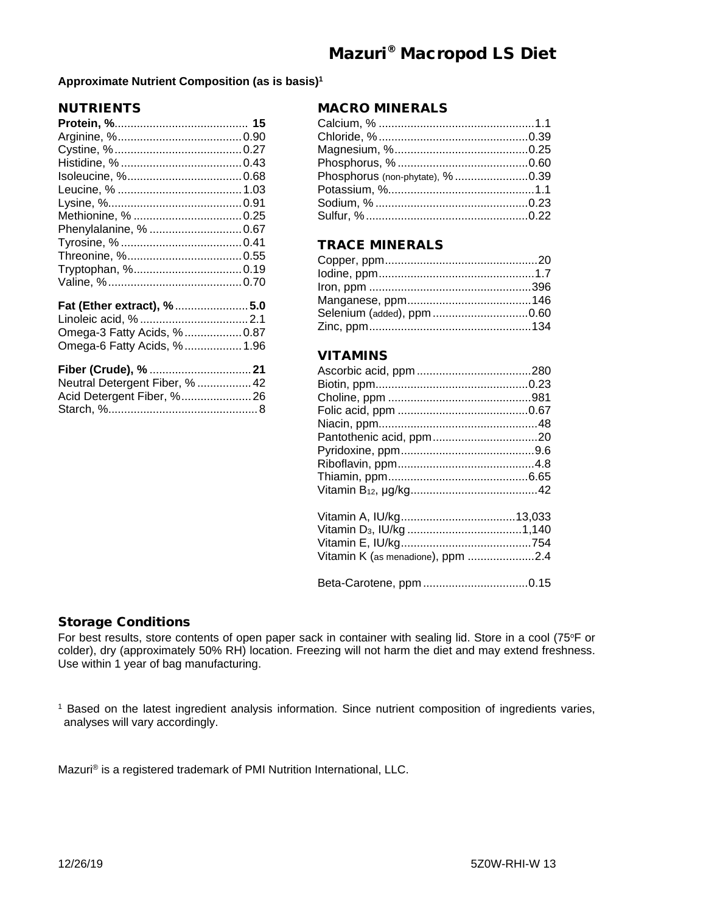# Mazuri® Macropod LS Diet

**Approximate Nutrient Composition (as is basis)[1]**

## NUTRIENTS

| | |
|---|---|
| **Protein, %** | **15** |
| Arginine, % | 0.90 |
| Cystine, % | 0.27 |
| Histidine, % | 0.43 |
| Isoleucine, % | 0.68 |
| Leucine, % | 1.03 |
| Lysine, % | 0.91 |
| Methionine, % | 0.25 |
| Phenylalanine, % | 0.67 |
| Tyrosine, % | 0.41 |
| Threonine, % | 0.55 |
| Tryptophan, % | 0.19 |
| Valine, % | 0.70 |
| **Fat (Ether extract), %** | **5.0** |
| Linoleic acid, % | 2.1 |
| Omega-3 Fatty Acids, % | 0.87 |
| Omega-6 Fatty Acids, % | 1.96 |
| **Fiber (Crude), %** | **21** |
| Neutral Detergent Fiber, % | 42 |
| Acid Detergent Fiber, % | 26 |
| Starch, % | 8 |

## MACRO MINERALS

| | |
|---|---|
| Calcium, % | 1.1 |
| Chloride, % | 0.39 |
| Magnesium, % | 0.25 |
| Phosphorus, % | 0.60 |
| Phosphorus (non-phytate), % | 0.39 |
| Potassium, % | 1.1 |
| Sodium, % | 0.23 |
| Sulfur, % | 0.22 |

## TRACE MINERALS

| | |
|---|---|
| Copper, ppm | 20 |
| Iodine, ppm | 1.7 |
| Iron, ppm | 396 |
| Manganese, ppm | 146 |
| Selenium (added), ppm | 0.60 |
| Zinc, ppm | 134 |

## VITAMINS

| | |
|---|---|
| Ascorbic acid, ppm | 280 |
| Biotin, ppm | 0.23 |
| Choline, ppm | 981 |
| Folic acid, ppm | 0.67 |
| Niacin, ppm | 48 |
| Pantothenic acid, ppm | 20 |
| Pyridoxine, ppm | 9.6 |
| Riboflavin, ppm | 4.8 |
| Thiamin, ppm | 6.65 |
| Vitamin $B_{12}$, µg/kg | 42 |
| Vitamin A, IU/kg | 13,033 |
| Vitamin $D_3$, IU/kg | 1,140 |
| Vitamin E, IU/kg | 754 |
| Vitamin K (as menadione), ppm | 2.4 |
| Beta-Carotene, ppm | 0.15 |

## Storage Conditions

For best results, store contents of open paper sack in container with sealing lid. Store in a cool (75°F or colder), dry (approximately 50% RH) location. Freezing will not harm the diet and may extend freshness. Use within 1 year of bag manufacturing.

[1] Based on the latest ingredient analysis information. Since nutrient composition of ingredients varies, analyses will vary accordingly.

Mazuri® is a registered trademark of PMI Nutrition International, LLC.

12/26/19 5Z0W-RHI-W 13